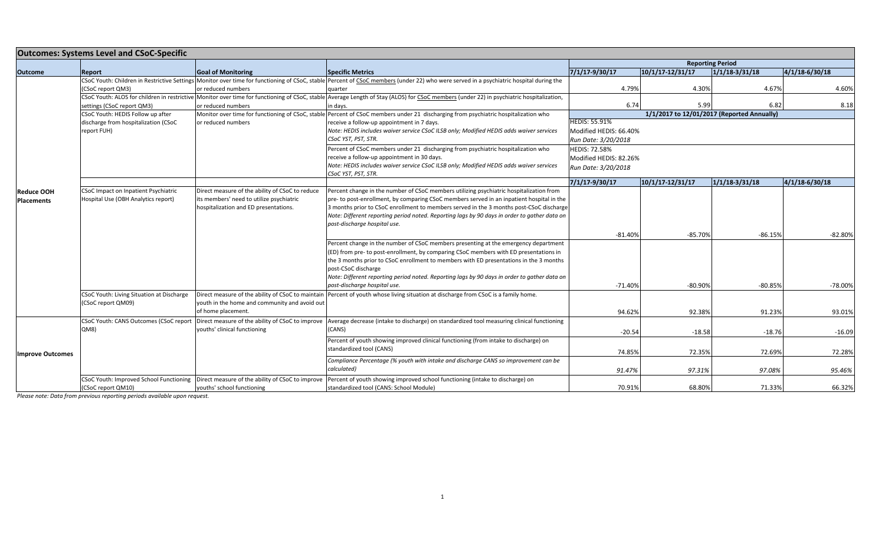## Outcomes: Systems Level and CSoC-Specific

| Outcome | Report | Goal of Monitoring | Specific Metrics | Reporting Period | | | |
|---|---|---|---|---|---|---|---|
| | | | | 7/1/17-9/30/17 | 10/1/17-12/31/17 | 1/1/18-3/31/18 | 4/1/18-6/30/18 |
| Reduce OOH Placements | CSoC Youth: Children in Restrictive Settings (CSoC report QM3) | Monitor over time for functioning of CSoC, stable or reduced numbers | Percent of CSoC members (under 22) who were served in a psychiatric hospital during the quarter | 4.79% | 4.30% | 4.67% | 4.60% |
| | CSoC Youth: ALOS for children in restrictive settings (CSoC report QM3) | Monitor over time for functioning of CSoC, stable or reduced numbers | Average Length of Stay (ALOS) for CSoC members (under 22) in psychiatric hospitalization, in days. | 6.74 | 5.99 | 6.82 | 8.18 |
| | CSoC Youth: HEDIS Follow up after discharge from hospitalization (CSoC report FUH) | Monitor over time for functioning of CSoC, stable or reduced numbers | | 1/1/2017 to 12/01/2017 (Reported Annually) | | | |
| | | | Percent of CSoC members under 21 discharging from psychiatric hospitalization who receive a follow-up appointment in 7 days. *Note: HEDIS includes waiver service CSoC ILSB only; Modified HEDIS adds waiver services CSoC YST, PST, STR.* | HEDIS: 55.91% Modified HEDIS: 66.40% *Run Date: 3/20/2018* | | | |
| | | | Percent of CSoC members under 21 discharging from psychiatric hospitalization who receive a follow-up appointment in 30 days. *Note: HEDIS includes waiver service CSoC ILSB only; Modified HEDIS adds waiver services CSoC YST, PST, STR.* | HEDIS: 72.58% Modified HEDIS: 82.26% *Run Date: 3/20/2018* | | | |
| | | | | 7/1/17-9/30/17 | 10/1/17-12/31/17 | 1/1/18-3/31/18 | 4/1/18-6/30/18 |
| | CSoC Impact on Inpatient Psychiatric Hospital Use (OBH Analytics report) | Direct measure of the ability of CSoC to reduce its members' need to utilize psychiatric hospitalization and ED presentations. | Percent change in the number of CSoC members utilizing psychiatric hospitalization from pre- to post-enrollment, by comparing CSoC members served in an inpatient hospital in the 3 months prior to CSoC enrollment to members served in the 3 months post-CSoC discharge *Note: Different reporting period noted. Reporting lags by 90 days in order to gather data on post-discharge hospital use.* | -81.40% | -85.70% | -86.15% | -82.80% |
| | | | Percent change in the number of CSoC members presenting at the emergency department (ED) from pre- to post-enrollment, by comparing CSoC members with ED presentations in the 3 months prior to CSoC enrollment to members with ED presentations in the 3 months post-CSoC discharge *Note: Different reporting period noted. Reporting lags by 90 days in order to gather data on post-discharge hospital use.* | -71.40% | -80.90% | -80.85% | -78.00% |
| | CSoC Youth: Living Situation at Discharge (CSoC report QM09) | Direct measure of the ability of CSoC to maintain youth in the home and community and avoid out of home placement. | Percent of youth whose living situation at discharge from CSoC is a family home. | 94.62% | 92.38% | 91.23% | 93.01% |
| Improve Outcomes | CSoC Youth: CANS Outcomes (CSoC report QM8) | Direct measure of the ability of CSoC to improve youths' clinical functioning | Average decrease (intake to discharge) on standardized tool measuring clinical functioning (CANS) | -20.54 | -18.58 | -18.76 | -16.09 |
| | | | Percent of youth showing improved clinical functioning (from intake to discharge) on standardized tool (CANS) | 74.85% | 72.35% | 72.69% | 72.28% |
| | | | *Compliance Percentage (% youth with intake and discharge CANS so improvement can be calculated)* | *91.47%* | *97.31%* | *97.08%* | *95.46%* |
| | CSoC Youth: Improved School Functioning (CSoC report QM10) | Direct measure of the ability of CSoC to improve youths' school functioning | Percent of youth showing improved school functioning (intake to discharge) on standardized tool (CANS: School Module) | 70.91% | 68.80% | 71.33% | 66.32% |

*Please note: Data from previous reporting periods available upon request.*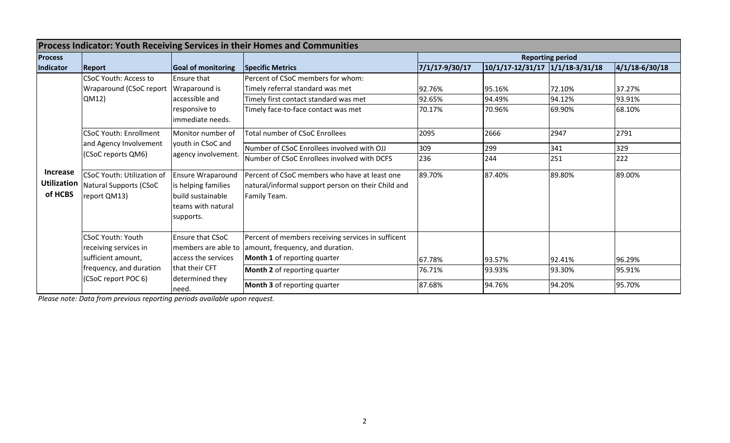| Process Indicator: Youth Receiving Services in their Homes and Communities | | | | | | | |
|---|---|---|---|---|---|---|---|
| **Process Indicator** | **Report** | **Goal of monitoring** | **Specific Metrics** | **Reporting period** | | | |
| | | | | **7/1/17-9/30/17** | **10/1/17-12/31/17** | **1/1/18-3/31/18** | **4/1/18-6/30/18** |
| **Increase Utilization of HCBS** | CSoC Youth: Access to Wraparound (CSoC report QM12) | Ensure that Wraparound is accessible and responsive to immediate needs. | Percent of CSoC members for whom: | | | | |
| | | | Timely referral standard was met | 92.76% | 95.16% | 72.10% | 37.27% |
| | | | Timely first contact standard was met | 92.65% | 94.49% | 94.12% | 93.91% |
| | | | Timely face-to-face contact was met | 70.17% | 70.96% | 69.90% | 68.10% |
| | CSoC Youth: Enrollment and Agency Involvement (CSoC reports QM6) | Monitor number of youth in CSoC and agency involvement. | Total number of CSoC Enrollees | 2095 | 2666 | 2947 | 2791 |
| | | | Number of CSoC Enrollees involved with OJJ | 309 | 299 | 341 | 329 |
| | | | Number of CSoC Enrollees involved with DCFS | 236 | 244 | 251 | 222 |
| | CSoC Youth: Utilization of Natural Supports (CSoC report QM13) | Ensure Wraparound is helping families build sustainable teams with natural supports. | Percent of CSoC members who have at least one natural/informal support person on their Child and Family Team. | 89.70% | 87.40% | 89.80% | 89.00% |
| | CSoC Youth: Youth receiving services in sufficient amount, frequency, and duration (CSoC report POC 6) | Ensure that CSoC members are able to access the services that their CFT determined they need. | Percent of members receiving services in sufficent amount, frequency, and duration. | | | | |
| | | | **Month 1** of reporting quarter | 67.78% | 93.57% | 92.41% | 96.29% |
| | | | **Month 2** of reporting quarter | 76.71% | 93.93% | 93.30% | 95.91% |
| | | | **Month 3** of reporting quarter | 87.68% | 94.76% | 94.20% | 95.70% |

*Please note: Data from previous reporting periods available upon request.*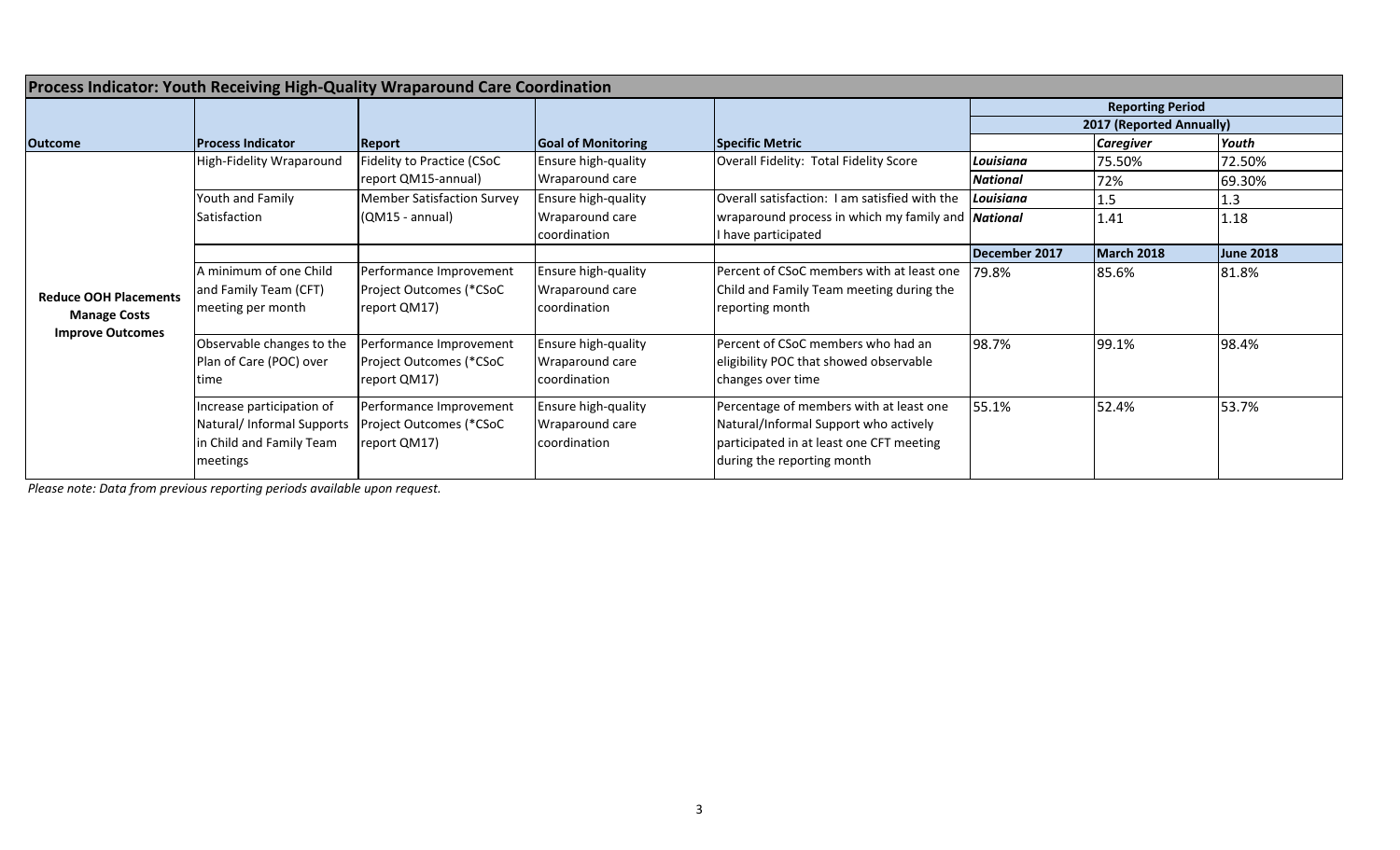## Process Indicator: Youth Receiving High-Quality Wraparound Care Coordination

| Outcome | Process Indicator | Report | Goal of Monitoring | Specific Metric | Reporting Period | | |
|---|---|---|---|---|---|---|---|
| | | | | | 2017 (Reported Annually) | | |
| | | | | | | *Caregiver* | *Youth* |
| **Reduce OOH Placements Manage Costs Improve Outcomes** | High-Fidelity Wraparound | Fidelity to Practice (CSoC report QM15-annual) | Ensure high-quality Wraparound care | Overall Fidelity: Total Fidelity Score | ***Louisiana*** | 75.50% | 72.50% |
| | | | | | ***National*** | 72% | 69.30% |
| | Youth and Family Satisfaction | Member Satisfaction Survey (QM15 - annual) | Ensure high-quality Wraparound care coordination | Overall satisfaction: I am satisfied with the wraparound process in which my family and I have participated | ***Louisiana*** | 1.5 | 1.3 |
| | | | | | ***National*** | 1.41 | 1.18 |
| | | | | | **December 2017** | **March 2018** | **June 2018** |
| | A minimum of one Child and Family Team (CFT) meeting per month | Performance Improvement Project Outcomes (*CSoC report QM17) | Ensure high-quality Wraparound care coordination | Percent of CSoC members with at least one Child and Family Team meeting during the reporting month | 79.8% | 85.6% | 81.8% |
| | Observable changes to the Plan of Care (POC) over time | Performance Improvement Project Outcomes (*CSoC report QM17) | Ensure high-quality Wraparound care coordination | Percent of CSoC members who had an eligibility POC that showed observable changes over time | 98.7% | 99.1% | 98.4% |
| | Increase participation of Natural/ Informal Supports in Child and Family Team meetings | Performance Improvement Project Outcomes (*CSoC report QM17) | Ensure high-quality Wraparound care coordination | Percentage of members with at least one Natural/Informal Support who actively participated in at least one CFT meeting during the reporting month | 55.1% | 52.4% | 53.7% |

*Please note: Data from previous reporting periods available upon request.*